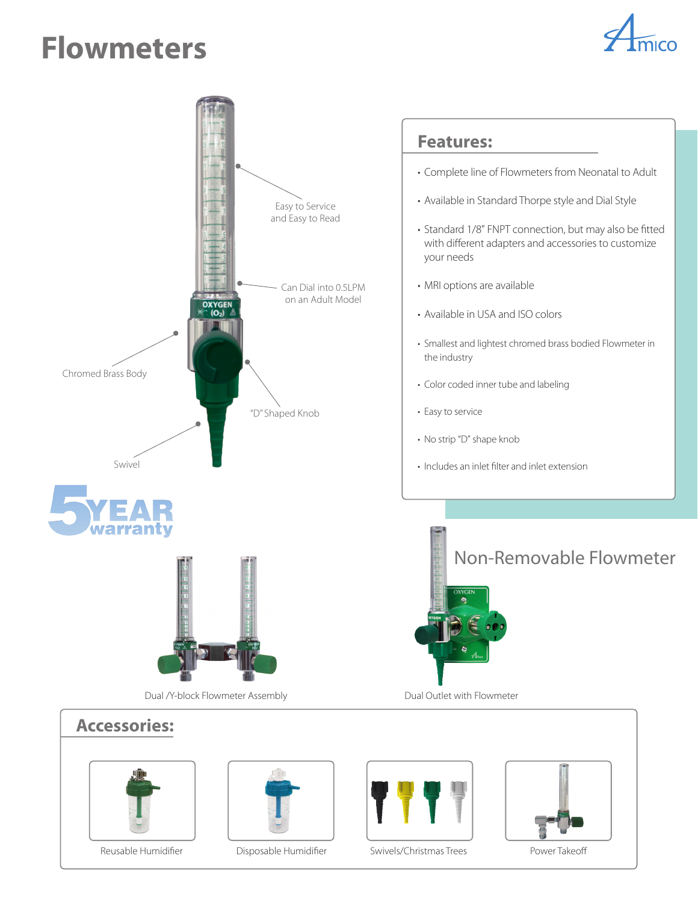# Flowmeters

Easy to Service and Easy to Read

Can Dial into 0.5LPM on an Adult Model

Chromed Brass Body

"D" Shaped Knob

Swivel

5 YEAR warranty

## Features:

- Complete line of Flowmeters from Neonatal to Adult
- Available in Standard Thorpe style and Dial Style
- Standard 1/8" FNPT connection, but may also be fitted with different adapters and accessories to customize your needs
- MRI options are available
- Available in USA and ISO colors
- Smallest and lightest chromed brass bodied Flowmeter in the industry
- Color coded inner tube and labeling
- Easy to service
- No strip "D" shape knob
- Includes an inlet filter and inlet extension

## Non-Removable Flowmeter

Dual /Y-block Flowmeter Assembly

Dual Outlet with Flowmeter

## Accessories:

Reusable Humidifier

Disposable Humidifier

Swivels/Christmas Trees

Power Takeoff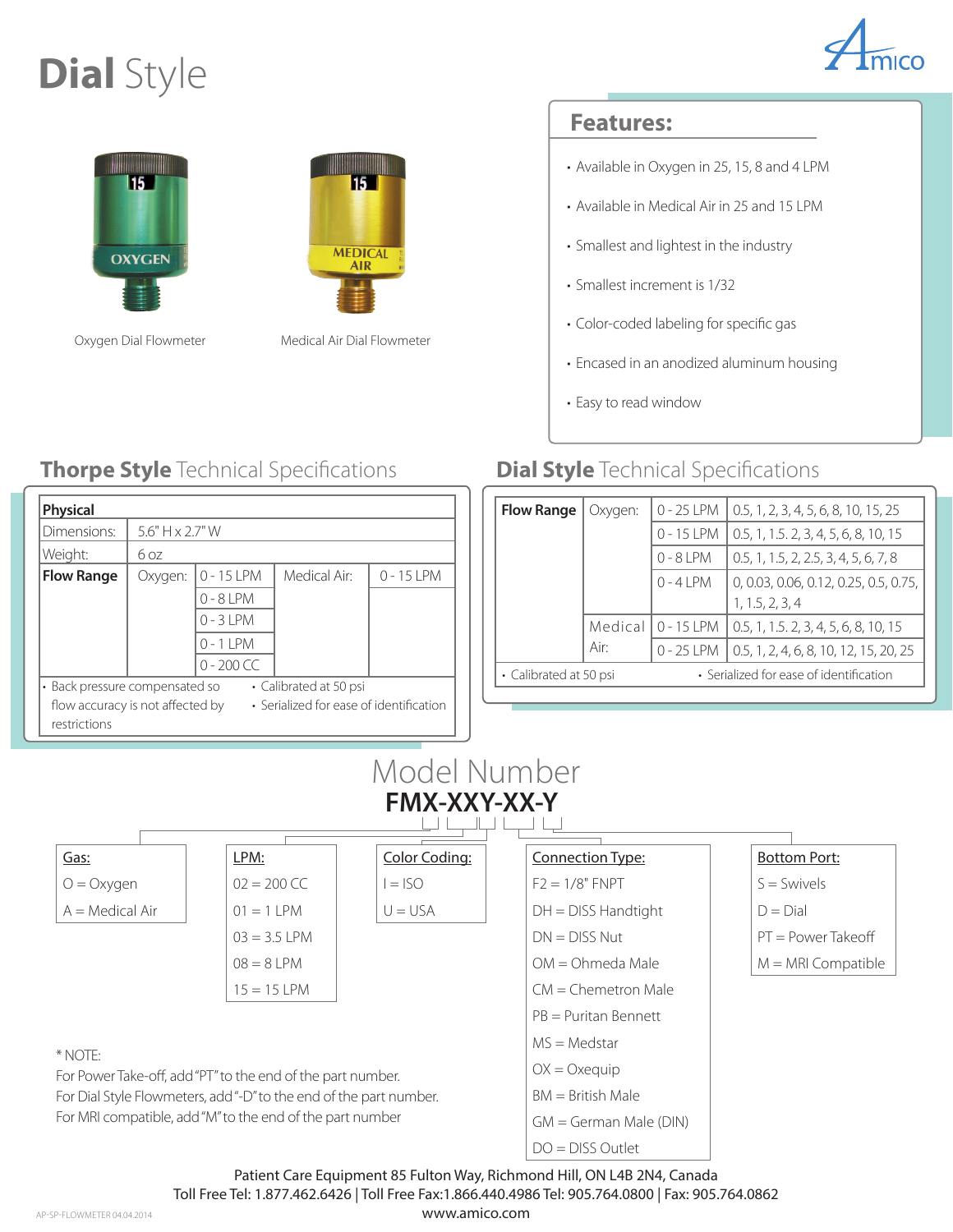# **Dial** Style

Oxygen Dial Flowmeter

Medical Air Dial Flowmeter

## Features:

- Available in Oxygen in 25, 15, 8 and 4 LPM
- Available in Medical Air in 25 and 15 LPM
- Smallest and lightest in the industry
- Smallest increment is 1/32
- Color-coded labeling for specific gas
- Encased in an anodized aluminum housing
- Easy to read window

## **Thorpe Style** Technical Specifications

| **Physical** | | | | |
|---|---|---|---|---|
| Dimensions: | 5.6" H x 2.7" W | | | |
| Weight: | 6 oz | | | |
| **Flow Range** | Oxygen: | 0 - 15 LPM | Medical Air: | 0 - 15 LPM |
| | | 0 - 8 LPM | | |
| | | 0 - 3 LPM | | |
| | | 0 - 1 LPM | | |
| | | 0 - 200 CC | | |

- Back pressure compensated so flow accuracy is not affected by restrictions
- Calibrated at 50 psi
- Serialized for ease of identification

## **Dial Style** Technical Specifications

| **Flow Range** | | | |
|---|---|---|---|
| | Oxygen: | 0 - 25 LPM | 0.5, 1, 2, 3, 4, 5, 6, 8, 10, 15, 25 |
| | | 0 - 15 LPM | 0.5, 1, 1.5. 2, 3, 4, 5, 6, 8, 10, 15 |
| | | 0 - 8 LPM | 0.5, 1, 1.5, 2, 2.5, 3, 4, 5, 6, 7, 8 |
| | | 0 - 4 LPM | 0, 0.03, 0.06, 0.12, 0.25, 0.5, 0.75, 1, 1.5, 2, 3, 4 |
| | Medical Air: | 0 - 15 LPM | 0.5, 1, 1.5. 2, 3, 4, 5, 6, 8, 10, 15 |
| | | 0 - 25 LPM | 0.5, 1, 2, 4, 6, 8, 10, 12, 15, 20, 25 |

- Calibrated at 50 psi
- Serialized for ease of identification

# Model Number

**FMX-XXY-XX-Y**

**Gas:**
- O = Oxygen
- A = Medical Air

**LPM:**
- 02 = 200 CC
- 01 = 1 LPM
- 03 = 3.5 LPM
- 08 = 8 LPM
- 15 = 15 LPM

**Color Coding:**
- I = ISO
- U = USA

**Connection Type:**
- F2 = 1/8" FNPT
- DH = DISS Handtight
- DN = DISS Nut
- OM = Ohmeda Male
- CM = Chemetron Male
- PB = Puritan Bennett
- MS = Medstar
- OX = Oxequip
- BM = British Male
- GM = German Male (DIN)
- DO = DISS Outlet

**Bottom Port:**
- S = Swivels
- D = Dial
- PT = Power Takeoff
- M = MRI Compatible

\* NOTE:
For Power Take-off, add "PT" to the end of the part number.
For Dial Style Flowmeters, add "-D" to the end of the part number.
For MRI compatible, add "M" to the end of the part number

Patient Care Equipment 85 Fulton Way, Richmond Hill, ON L4B 2N4, Canada
Toll Free Tel: 1.877.462.6426 | Toll Free Fax:1.866.440.4986 Tel: 905.764.0800 | Fax: 905.764.0862
www.amico.com

AP-SP-FLOWMETER 04.04.2014